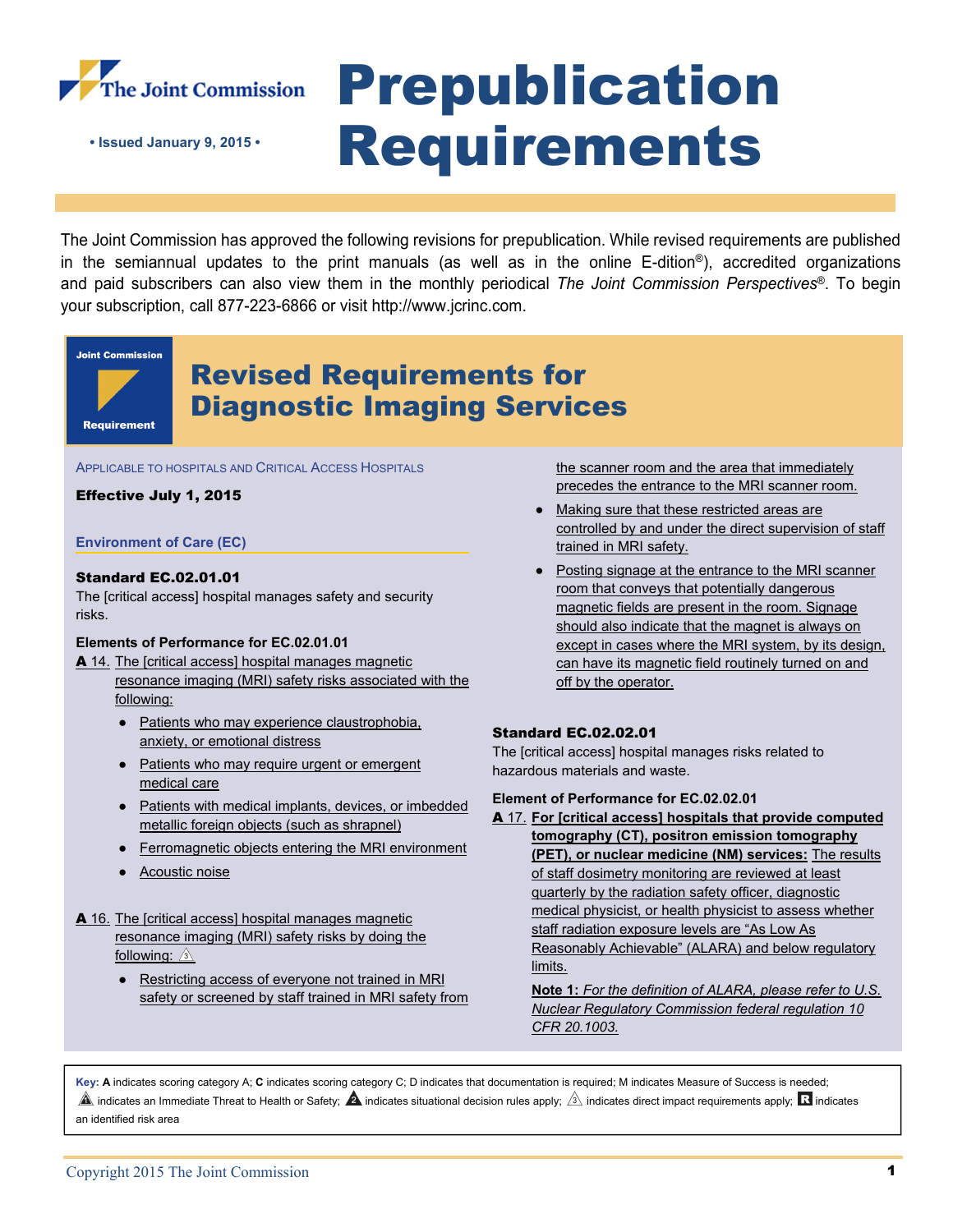# Prepublication Requirements

The Joint Commission

• Issued January 9, 2015 •

The Joint Commission has approved the following revisions for prepublication. While revised requirements are published in the semiannual updates to the print manuals (as well as in the online E-dition®), accredited organizations and paid subscribers can also view them in the monthly periodical *The Joint Commission Perspectives*®. To begin your subscription, call 877-223-6866 or visit http://www.jcrinc.com.

Joint Commission Requirement

## Revised Requirements for Diagnostic Imaging Services

APPLICABLE TO HOSPITALS AND CRITICAL ACCESS HOSPITALS

**Effective July 1, 2015**

### Environment of Care (EC)

**Standard EC.02.01.01**

The [critical access] hospital manages safety and security risks.

**Elements of Performance for EC.02.01.01**

**A** 14. The [critical access] hospital manages magnetic resonance imaging (MRI) safety risks associated with the following:

- Patients who may experience claustrophobia, anxiety, or emotional distress
- Patients who may require urgent or emergent medical care
- Patients with medical implants, devices, or imbedded metallic foreign objects (such as shrapnel)
- Ferromagnetic objects entering the MRI environment
- Acoustic noise

**A** 16. The [critical access] hospital manages magnetic resonance imaging (MRI) safety risks by doing the following: (3)

- Restricting access of everyone not trained in MRI safety or screened by staff trained in MRI safety from the scanner room and the area that immediately precedes the entrance to the MRI scanner room.
- Making sure that these restricted areas are controlled by and under the direct supervision of staff trained in MRI safety.
- Posting signage at the entrance to the MRI scanner room that conveys that potentially dangerous magnetic fields are present in the room. Signage should also indicate that the magnet is always on except in cases where the MRI system, by its design, can have its magnetic field routinely turned on and off by the operator.

**Standard EC.02.02.01**

The [critical access] hospital manages risks related to hazardous materials and waste.

**Element of Performance for EC.02.02.01**

**A** 17. **For [critical access] hospitals that provide computed tomography (CT), positron emission tomography (PET), or nuclear medicine (NM) services:** The results of staff dosimetry monitoring are reviewed at least quarterly by the radiation safety officer, diagnostic medical physicist, or health physicist to assess whether staff radiation exposure levels are "As Low As Reasonably Achievable" (ALARA) and below regulatory limits.

**Note 1:** *For the definition of ALARA, please refer to U.S. Nuclear Regulatory Commission federal regulation 10 CFR 20.1003.*

**Key:** **A** indicates scoring category A; **C** indicates scoring category C; D indicates that documentation is required; M indicates Measure of Success is needed; (!) indicates an Immediate Threat to Health or Safety; (2) indicates situational decision rules apply; (3) indicates direct impact requirements apply; (R) indicates an identified risk area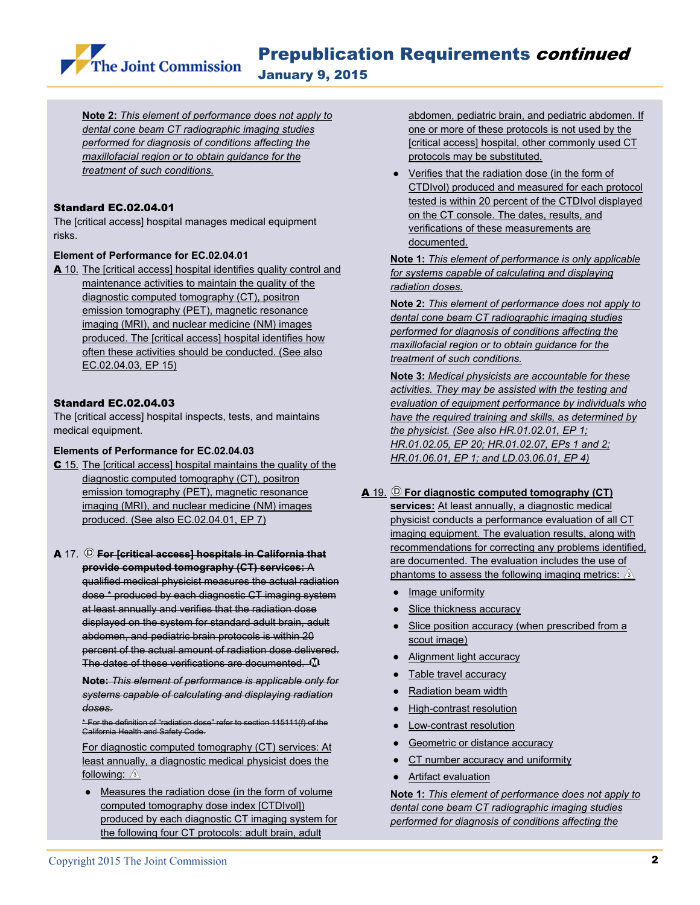**Note 2:** *This element of performance does not apply to dental cone beam CT radiographic imaging studies performed for diagnosis of conditions affecting the maxillofacial region or to obtain guidance for the treatment of such conditions.*

**Standard EC.02.04.01**

The [critical access] hospital manages medical equipment risks.

**Element of Performance for EC.02.04.01**

**A** 10. The [critical access] hospital identifies quality control and maintenance activities to maintain the quality of the diagnostic computed tomography (CT), positron emission tomography (PET), magnetic resonance imaging (MRI), and nuclear medicine (NM) images produced. The [critical access] hospital identifies how often these activities should be conducted. (See also EC.02.04.03, EP 15)

**Standard EC.02.04.03**

The [critical access] hospital inspects, tests, and maintains medical equipment.

**Elements of Performance for EC.02.04.03**

**C** 15. The [critical access] hospital maintains the quality of the diagnostic computed tomography (CT), positron emission tomography (PET), magnetic resonance imaging (MRI), and nuclear medicine (NM) images produced. (See also EC.02.04.01, EP 7)

**A** 17. Ⓓ ~~**For [critical access] hospitals in California that provide computed tomography (CT) services:** A qualified medical physicist measures the actual radiation dose \* produced by each diagnostic CT imaging system at least annually and verifies that the radiation dose displayed on the system for standard adult brain, adult abdomen, and pediatric brain protocols is within 20 percent of the actual amount of radiation dose delivered. The dates of these verifications are documented.~~ Ⓜ

~~**Note:** *This element of performance is applicable only for systems capable of calculating and displaying radiation doses.*~~

~~\* For the definition of “radiation dose” refer to section 115111(f) of the California Health and Safety Code.~~

For diagnostic computed tomography (CT) services: At least annually, a diagnostic medical physicist does the following: ⚠3

- Measures the radiation dose (in the form of volume computed tomography dose index [CTDIvol]) produced by each diagnostic CT imaging system for the following four CT protocols: adult brain, adult abdomen, pediatric brain, and pediatric abdomen. If one or more of these protocols is not used by the [critical access] hospital, other commonly used CT protocols may be substituted.
- Verifies that the radiation dose (in the form of CTDIvol) produced and measured for each protocol tested is within 20 percent of the CTDIvol displayed on the CT console. The dates, results, and verifications of these measurements are documented.

**Note 1:** *This element of performance is only applicable for systems capable of calculating and displaying radiation doses.*

**Note 2:** *This element of performance does not apply to dental cone beam CT radiographic imaging studies performed for diagnosis of conditions affecting the maxillofacial region or to obtain guidance for the treatment of such conditions.*

**Note 3:** *Medical physicists are accountable for these activities. They may be assisted with the testing and evaluation of equipment performance by individuals who have the required training and skills, as determined by the physicist. (See also HR.01.02.01, EP 1; HR.01.02.05, EP 20; HR.01.02.07, EPs 1 and 2; HR.01.06.01, EP 1; and LD.03.06.01, EP 4)*

**A** 19. Ⓓ **For diagnostic computed tomography (CT) services:** At least annually, a diagnostic medical physicist conducts a performance evaluation of all CT imaging equipment. The evaluation results, along with recommendations for correcting any problems identified, are documented. The evaluation includes the use of phantoms to assess the following imaging metrics: ⚠3

- Image uniformity
- Slice thickness accuracy
- Slice position accuracy (when prescribed from a scout image)
- Alignment light accuracy
- Table travel accuracy
- Radiation beam width
- High-contrast resolution
- Low-contrast resolution
- Geometric or distance accuracy
- CT number accuracy and uniformity
- Artifact evaluation

**Note 1:** *This element of performance does not apply to dental cone beam CT radiographic imaging studies performed for diagnosis of conditions affecting the*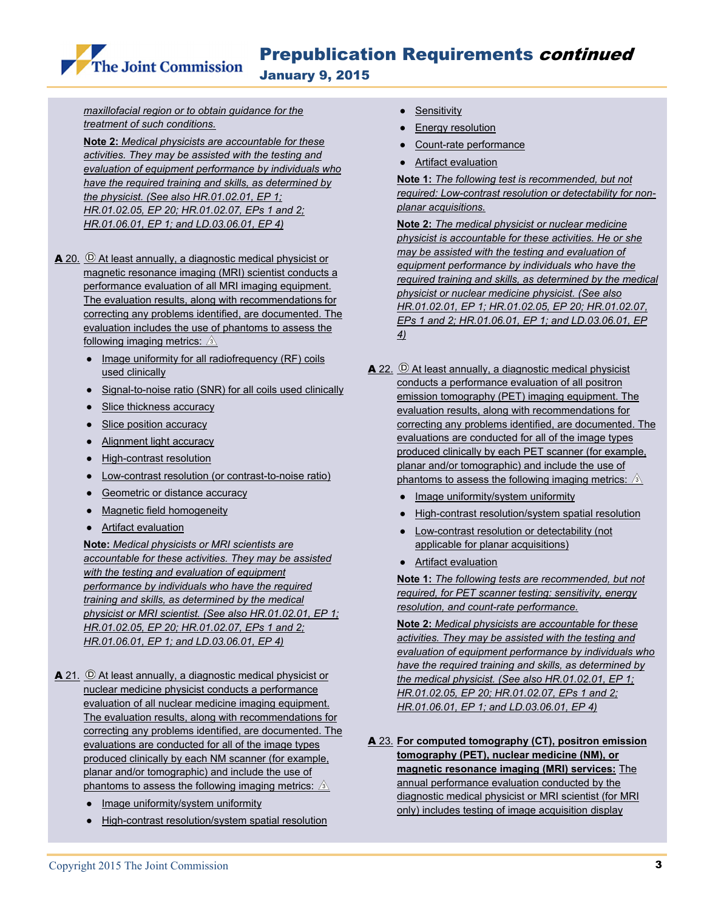maxillofacial region or to obtain guidance for the treatment of such conditions.

**Note 2:** *Medical physicists are accountable for these activities. They may be assisted with the testing and evaluation of equipment performance by individuals who have the required training and skills, as determined by the physicist. (See also HR.01.02.01, EP 1; HR.01.02.05, EP 20; HR.01.02.07, EPs 1 and 2; HR.01.06.01, EP 1; and LD.03.06.01, EP 4)*

**A** 20. Ⓓ At least annually, a diagnostic medical physicist or magnetic resonance imaging (MRI) scientist conducts a performance evaluation of all MRI imaging equipment. The evaluation results, along with recommendations for correcting any problems identified, are documented. The evaluation includes the use of phantoms to assess the following imaging metrics: 3

- Image uniformity for all radiofrequency (RF) coils used clinically
- Signal-to-noise ratio (SNR) for all coils used clinically
- Slice thickness accuracy
- Slice position accuracy
- Alignment light accuracy
- High-contrast resolution
- Low-contrast resolution (or contrast-to-noise ratio)
- Geometric or distance accuracy
- Magnetic field homogeneity
- Artifact evaluation

**Note:** *Medical physicists or MRI scientists are accountable for these activities. They may be assisted with the testing and evaluation of equipment performance by individuals who have the required training and skills, as determined by the medical physicist or MRI scientist. (See also HR.01.02.01, EP 1; HR.01.02.05, EP 20; HR.01.02.07, EPs 1 and 2; HR.01.06.01, EP 1; and LD.03.06.01, EP 4)*

**A** 21. Ⓓ At least annually, a diagnostic medical physicist or nuclear medicine physicist conducts a performance evaluation of all nuclear medicine imaging equipment. The evaluation results, along with recommendations for correcting any problems identified, are documented. The evaluations are conducted for all of the image types produced clinically by each NM scanner (for example, planar and/or tomographic) and include the use of phantoms to assess the following imaging metrics: 3

- Image uniformity/system uniformity
- High-contrast resolution/system spatial resolution
- Sensitivity
- Energy resolution
- Count-rate performance
- Artifact evaluation

**Note 1:** *The following test is recommended, but not required: Low-contrast resolution or detectability for non-planar acquisitions.*

**Note 2:** *The medical physicist or nuclear medicine physicist is accountable for these activities. He or she may be assisted with the testing and evaluation of equipment performance by individuals who have the required training and skills, as determined by the medical physicist or nuclear medicine physicist. (See also HR.01.02.01, EP 1; HR.01.02.05, EP 20; HR.01.02.07, EPs 1 and 2; HR.01.06.01, EP 1; and LD.03.06.01, EP 4)*

**A** 22. Ⓓ At least annually, a diagnostic medical physicist conducts a performance evaluation of all positron emission tomography (PET) imaging equipment. The evaluation results, along with recommendations for correcting any problems identified, are documented. The evaluations are conducted for all of the image types produced clinically by each PET scanner (for example, planar and/or tomographic) and include the use of phantoms to assess the following imaging metrics: 3

- Image uniformity/system uniformity
- High-contrast resolution/system spatial resolution
- Low-contrast resolution or detectability (not applicable for planar acquisitions)
- Artifact evaluation

**Note 1:** *The following tests are recommended, but not required, for PET scanner testing: sensitivity, energy resolution, and count-rate performance.*

**Note 2:** *Medical physicists are accountable for these activities. They may be assisted with the testing and evaluation of equipment performance by individuals who have the required training and skills, as determined by the medical physicist. (See also HR.01.02.01, EP 1; HR.01.02.05, EP 20; HR.01.02.07, EPs 1 and 2; HR.01.06.01, EP 1; and LD.03.06.01, EP 4)*

**A** 23. **For computed tomography (CT), positron emission tomography (PET), nuclear medicine (NM), or magnetic resonance imaging (MRI) services:** The annual performance evaluation conducted by the diagnostic medical physicist or MRI scientist (for MRI only) includes testing of image acquisition display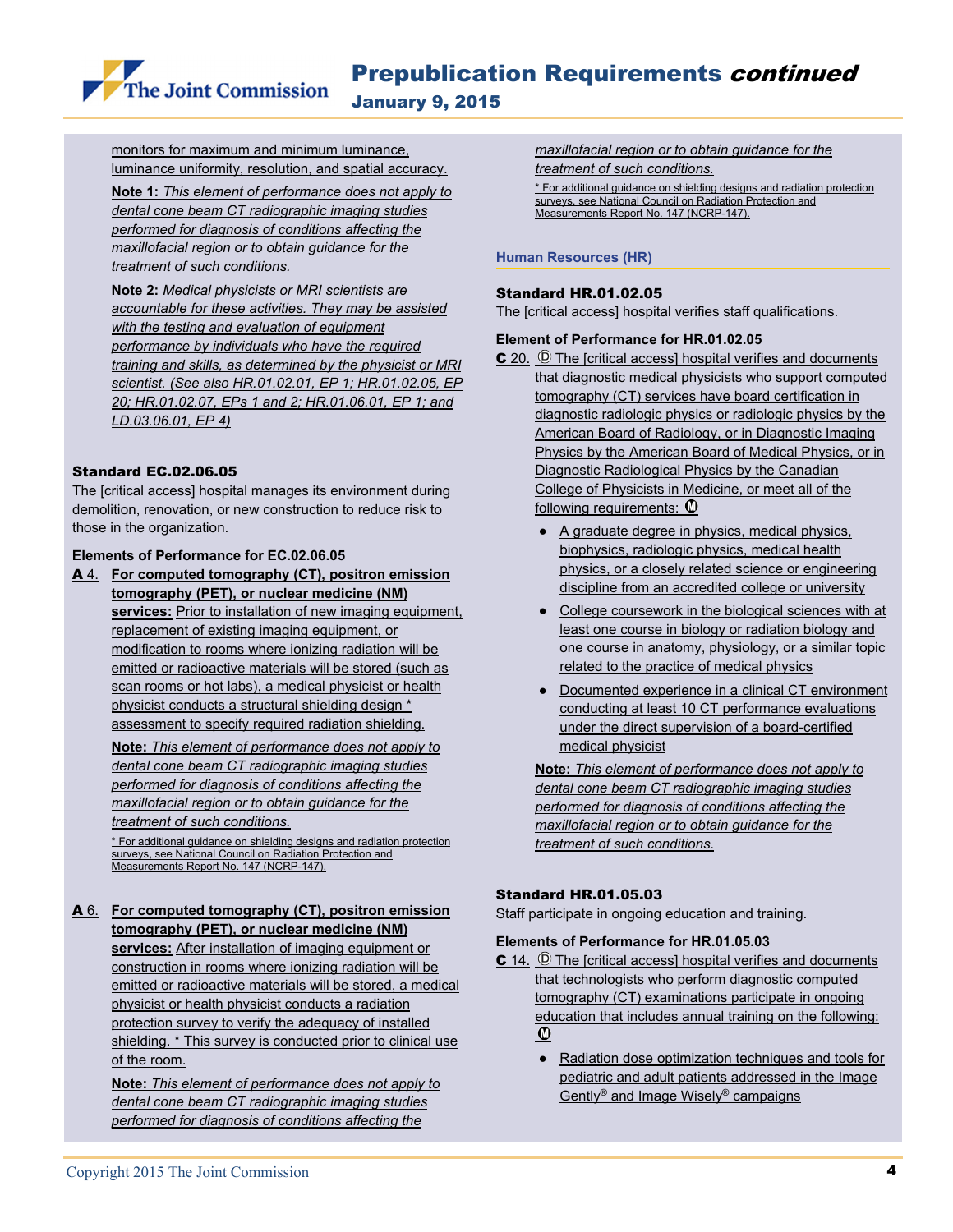monitors for maximum and minimum luminance, luminance uniformity, resolution, and spatial accuracy.

**Note 1:** *This element of performance does not apply to dental cone beam CT radiographic imaging studies performed for diagnosis of conditions affecting the maxillofacial region or to obtain guidance for the treatment of such conditions.*

**Note 2:** *Medical physicists or MRI scientists are accountable for these activities. They may be assisted with the testing and evaluation of equipment performance by individuals who have the required training and skills, as determined by the physicist or MRI scientist. (See also HR.01.02.01, EP 1; HR.01.02.05, EP 20; HR.01.02.07, EPs 1 and 2; HR.01.06.01, EP 1; and LD.03.06.01, EP 4)*

### Standard EC.02.06.05

The [critical access] hospital manages its environment during demolition, renovation, or new construction to reduce risk to those in the organization.

**Elements of Performance for EC.02.06.05**

**A** 4. **For computed tomography (CT), positron emission tomography (PET), or nuclear medicine (NM) services:** Prior to installation of new imaging equipment, replacement of existing imaging equipment, or modification to rooms where ionizing radiation will be emitted or radioactive materials will be stored (such as scan rooms or hot labs), a medical physicist or health physicist conducts a structural shielding design * assessment to specify required radiation shielding.

**Note:** *This element of performance does not apply to dental cone beam CT radiographic imaging studies performed for diagnosis of conditions affecting the maxillofacial region or to obtain guidance for the treatment of such conditions.*

\* For additional guidance on shielding designs and radiation protection surveys, see National Council on Radiation Protection and Measurements Report No. 147 (NCRP-147).

**A** 6. **For computed tomography (CT), positron emission tomography (PET), or nuclear medicine (NM) services:** After installation of imaging equipment or construction in rooms where ionizing radiation will be emitted or radioactive materials will be stored, a medical physicist or health physicist conducts a radiation protection survey to verify the adequacy of installed shielding. * This survey is conducted prior to clinical use of the room.

**Note:** *This element of performance does not apply to dental cone beam CT radiographic imaging studies performed for diagnosis of conditions affecting the maxillofacial region or to obtain guidance for the treatment of such conditions.*

\* For additional guidance on shielding designs and radiation protection surveys, see National Council on Radiation Protection and Measurements Report No. 147 (NCRP-147).

## Human Resources (HR)

### Standard HR.01.02.05

The [critical access] hospital verifies staff qualifications.

**Element of Performance for HR.01.02.05**

**C** 20. Ⓓ The [critical access] hospital verifies and documents that diagnostic medical physicists who support computed tomography (CT) services have board certification in diagnostic radiologic physics or radiologic physics by the American Board of Radiology, or in Diagnostic Imaging Physics by the American Board of Medical Physics, or in Diagnostic Radiological Physics by the Canadian College of Physicists in Medicine, or meet all of the following requirements: Ⓜ

- A graduate degree in physics, medical physics, biophysics, radiologic physics, medical health physics, or a closely related science or engineering discipline from an accredited college or university
- College coursework in the biological sciences with at least one course in biology or radiation biology and one course in anatomy, physiology, or a similar topic related to the practice of medical physics
- Documented experience in a clinical CT environment conducting at least 10 CT performance evaluations under the direct supervision of a board-certified medical physicist

**Note:** *This element of performance does not apply to dental cone beam CT radiographic imaging studies performed for diagnosis of conditions affecting the maxillofacial region or to obtain guidance for the treatment of such conditions.*

### Standard HR.01.05.03

Staff participate in ongoing education and training.

**Elements of Performance for HR.01.05.03**

**C** 14. Ⓓ The [critical access] hospital verifies and documents that technologists who perform diagnostic computed tomography (CT) examinations participate in ongoing education that includes annual training on the following: Ⓜ

- Radiation dose optimization techniques and tools for pediatric and adult patients addressed in the Image Gently® and Image Wisely® campaigns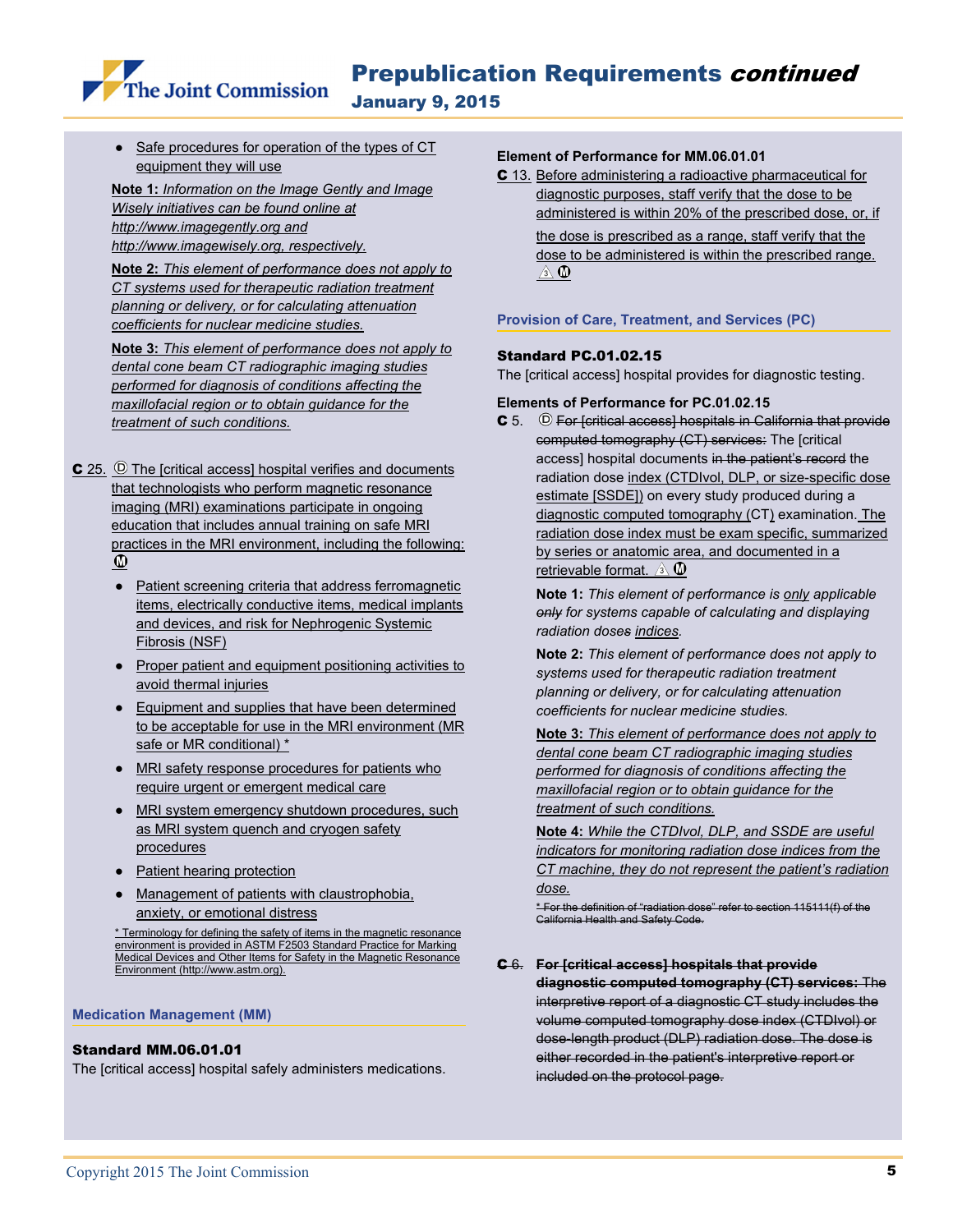- Safe procedures for operation of the types of CT equipment they will use

**Note 1:** *Information on the Image Gently and Image Wisely initiatives can be found online at http://www.imagegently.org and http://www.imagewisely.org, respectively.*

**Note 2:** *This element of performance does not apply to CT systems used for therapeutic radiation treatment planning or delivery, or for calculating attenuation coefficients for nuclear medicine studies.*

**Note 3:** *This element of performance does not apply to dental cone beam CT radiographic imaging studies performed for diagnosis of conditions affecting the maxillofacial region or to obtain guidance for the treatment of such conditions.*

**C** 25. Ⓓ The [critical access] hospital verifies and documents that technologists who perform magnetic resonance imaging (MRI) examinations participate in ongoing education that includes annual training on safe MRI practices in the MRI environment, including the following: Ⓜ

- Patient screening criteria that address ferromagnetic items, electrically conductive items, medical implants and devices, and risk for Nephrogenic Systemic Fibrosis (NSF)
- Proper patient and equipment positioning activities to avoid thermal injuries
- Equipment and supplies that have been determined to be acceptable for use in the MRI environment (MR safe or MR conditional) *
- MRI safety response procedures for patients who require urgent or emergent medical care
- MRI system emergency shutdown procedures, such as MRI system quench and cryogen safety procedures
- Patient hearing protection
- Management of patients with claustrophobia, anxiety, or emotional distress

* Terminology for defining the safety of items in the magnetic resonance environment is provided in ASTM F2503 Standard Practice for Marking Medical Devices and Other Items for Safety in the Magnetic Resonance Environment (http://www.astm.org).

## Medication Management (MM)

### Standard MM.06.01.01

The [critical access] hospital safely administers medications.

**Element of Performance for MM.06.01.01**

**C** 13. Before administering a radioactive pharmaceutical for diagnostic purposes, staff verify that the dose to be administered is within 20% of the prescribed dose, or, if the dose is prescribed as a range, staff verify that the dose to be administered is within the prescribed range. ⚠3 Ⓜ

## Provision of Care, Treatment, and Services (PC)

### Standard PC.01.02.15

The [critical access] hospital provides for diagnostic testing.

**Elements of Performance for PC.01.02.15**

**C** 5. Ⓓ ~~For [critical access] hospitals in California that provide computed tomography (CT) services:~~ The [critical access] hospital documents ~~in the patient's record~~ the radiation dose index (CTDIvol, DLP, or size-specific dose estimate [SSDE]) on every study produced during a diagnostic computed tomography (CT) examination. The radiation dose index must be exam specific, summarized by series or anatomic area, and documented in a retrievable format. ⚠3 Ⓜ

**Note 1:** *This element of performance is only applicable ~~only~~ for systems capable of calculating and displaying radiation ~~doses~~ indices.*

**Note 2:** *This element of performance does not apply to systems used for therapeutic radiation treatment planning or delivery, or for calculating attenuation coefficients for nuclear medicine studies.*

**Note 3:** *This element of performance does not apply to dental cone beam CT radiographic imaging studies performed for diagnosis of conditions affecting the maxillofacial region or to obtain guidance for the treatment of such conditions.*

**Note 4:** *While the CTDIvol, DLP, and SSDE are useful indicators for monitoring radiation dose indices from the CT machine, they do not represent the patient's radiation dose.*

~~* For the definition of "radiation dose" refer to section 115111(f) of the California Health and Safety Code.~~

~~**C** 6. **For [critical access] hospitals that provide diagnostic computed tomography (CT) services:** The interpretive report of a diagnostic CT study includes the volume computed tomography dose index (CTDIvol) or dose-length product (DLP) radiation dose. The dose is either recorded in the patient's interpretive report or included on the protocol page.~~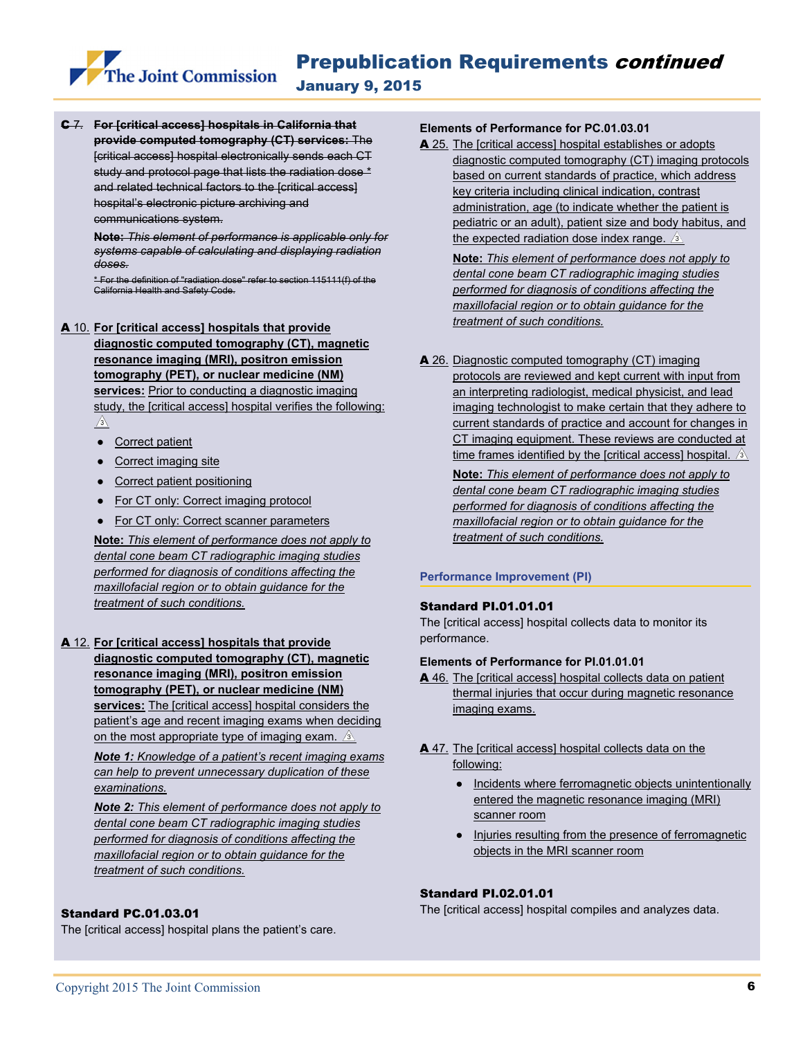~~**C** 7. **For [critical access] hospitals in California that provide computed tomography (CT) services:** The [critical access] hospital electronically sends each CT study and protocol page that lists the radiation dose * and related technical factors to the [critical access] hospital's electronic picture archiving and communications system.~~

~~**Note:** *This element of performance is applicable only for systems capable of calculating and displaying radiation doses.*~~

~~* For the definition of "radiation dose" refer to section 115111(f) of the California Health and Safety Code.~~

<u>**A**</u> 10. <u>**For [critical access] hospitals that provide diagnostic computed tomography (CT), magnetic resonance imaging (MRI), positron emission tomography (PET), or nuclear medicine (NM) services:** Prior to conducting a diagnostic imaging study, the [critical access] hospital verifies the following:</u> ⚠3

- <u>Correct patient</u>
- <u>Correct imaging site</u>
- <u>Correct patient positioning</u>
- <u>For CT only: Correct imaging protocol</u>
- <u>For CT only: Correct scanner parameters</u>

<u>**Note:** *This element of performance does not apply to dental cone beam CT radiographic imaging studies performed for diagnosis of conditions affecting the maxillofacial region or to obtain guidance for the treatment of such conditions.*</u>

<u>**A**</u> 12. <u>**For [critical access] hospitals that provide diagnostic computed tomography (CT), magnetic resonance imaging (MRI), positron emission tomography (PET), or nuclear medicine (NM) services:** The [critical access] hospital considers the patient's age and recent imaging exams when deciding on the most appropriate type of imaging exam.</u> ⚠3

<u>***Note 1:*** *Knowledge of a patient's recent imaging exams can help to prevent unnecessary duplication of these examinations.*</u>

<u>***Note 2:*** *This element of performance does not apply to dental cone beam CT radiographic imaging studies performed for diagnosis of conditions affecting the maxillofacial region or to obtain guidance for the treatment of such conditions.*</u>

### Standard PC.01.03.01

The [critical access] hospital plans the patient's care.

**Elements of Performance for PC.01.03.01**

<u>**A**</u> 25. <u>The [critical access] hospital establishes or adopts diagnostic computed tomography (CT) imaging protocols based on current standards of practice, which address key criteria including clinical indication, contrast administration, age (to indicate whether the patient is pediatric or an adult), patient size and body habitus, and the expected radiation dose index range.</u> ⚠3

<u>**Note:** *This element of performance does not apply to dental cone beam CT radiographic imaging studies performed for diagnosis of conditions affecting the maxillofacial region or to obtain guidance for the treatment of such conditions.*</u>

<u>**A**</u> 26. <u>Diagnostic computed tomography (CT) imaging protocols are reviewed and kept current with input from an interpreting radiologist, medical physicist, and lead imaging technologist to make certain that they adhere to current standards of practice and account for changes in CT imaging equipment. These reviews are conducted at time frames identified by the [critical access] hospital.</u> ⚠3

<u>**Note:** *This element of performance does not apply to dental cone beam CT radiographic imaging studies performed for diagnosis of conditions affecting the maxillofacial region or to obtain guidance for the treatment of such conditions.*</u>

## Performance Improvement (PI)

### Standard PI.01.01.01

The [critical access] hospital collects data to monitor its performance.

**Elements of Performance for PI.01.01.01**

<u>**A**</u> 46. <u>The [critical access] hospital collects data on patient thermal injuries that occur during magnetic resonance imaging exams.</u>

<u>**A**</u> 47. <u>The [critical access] hospital collects data on the following:</u>

- <u>Incidents where ferromagnetic objects unintentionally entered the magnetic resonance imaging (MRI) scanner room</u>
- <u>Injuries resulting from the presence of ferromagnetic objects in the MRI scanner room</u>

### Standard PI.02.01.01

The [critical access] hospital compiles and analyzes data.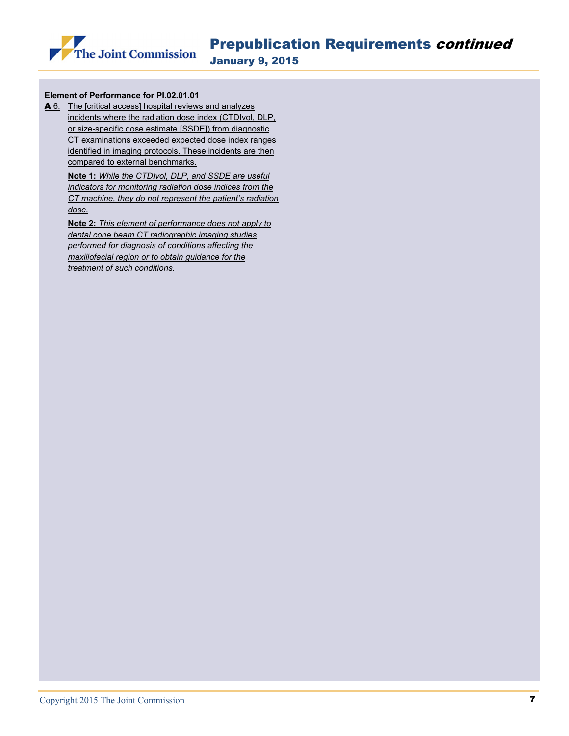**Element of Performance for PI.02.01.01**

**A** 6. The [critical access] hospital reviews and analyzes incidents where the radiation dose index (CTDIvol, DLP, or size-specific dose estimate [SSDE]) from diagnostic CT examinations exceeded expected dose index ranges identified in imaging protocols. These incidents are then compared to external benchmarks.

**Note 1:** *While the CTDIvol, DLP, and SSDE are useful indicators for monitoring radiation dose indices from the CT machine, they do not represent the patient's radiation dose.*

**Note 2:** *This element of performance does not apply to dental cone beam CT radiographic imaging studies performed for diagnosis of conditions affecting the maxillofacial region or to obtain guidance for the treatment of such conditions.*